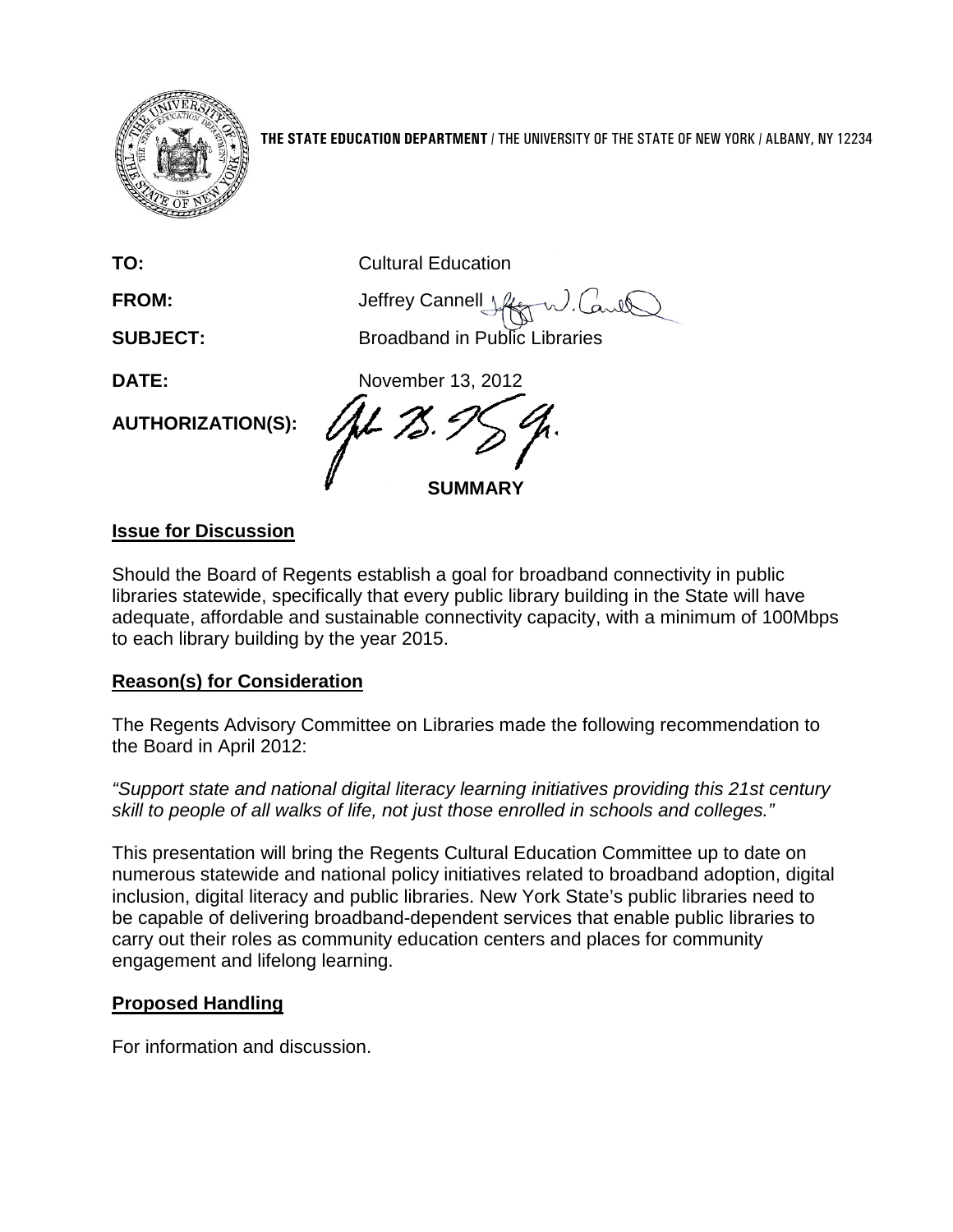**THE STATE EDUCATION DEPARTMENT** / THE UNIVERSITY OF THE STATE OF NEW YORK / ALBANY, NY 12234

**TO:** Cultural Education

**FROM:** Jeffrey Cannell

**SUBJECT:** Broadband in Public Libraries

**DATE:** November 13, 2012

**AUTHORIZATION(S):**

**SUMMARY**

## Issue for Discussion

Should the Board of Regents establish a goal for broadband connectivity in public libraries statewide, specifically that every public library building in the State will have adequate, affordable and sustainable connectivity capacity, with a minimum of 100Mbps to each library building by the year 2015.

## Reason(s) for Consideration

The Regents Advisory Committee on Libraries made the following recommendation to the Board in April 2012:

*"Support state and national digital literacy learning initiatives providing this 21st century skill to people of all walks of life, not just those enrolled in schools and colleges."*

This presentation will bring the Regents Cultural Education Committee up to date on numerous statewide and national policy initiatives related to broadband adoption, digital inclusion, digital literacy and public libraries. New York State's public libraries need to be capable of delivering broadband-dependent services that enable public libraries to carry out their roles as community education centers and places for community engagement and lifelong learning.

## Proposed Handling

For information and discussion.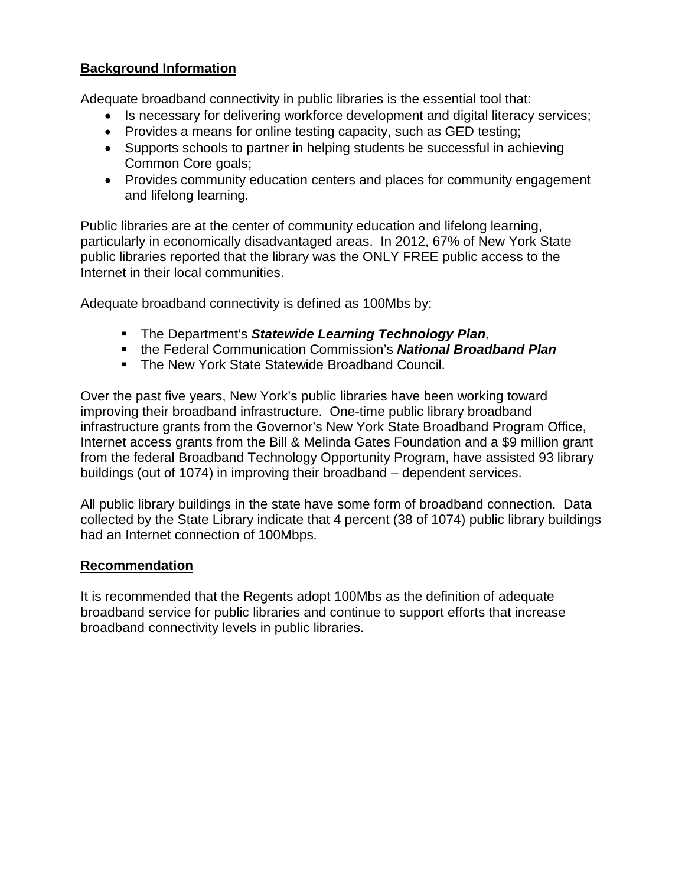**Background Information**

Adequate broadband connectivity in public libraries is the essential tool that:

- Is necessary for delivering workforce development and digital literacy services;
- Provides a means for online testing capacity, such as GED testing;
- Supports schools to partner in helping students be successful in achieving Common Core goals;
- Provides community education centers and places for community engagement and lifelong learning.

Public libraries are at the center of community education and lifelong learning, particularly in economically disadvantaged areas. In 2012, 67% of New York State public libraries reported that the library was the ONLY FREE public access to the Internet in their local communities.

Adequate broadband connectivity is defined as 100Mbs by:

- The Department's ***Statewide Learning Technology Plan***,
- the Federal Communication Commission's ***National Broadband Plan***
- The New York State Statewide Broadband Council.

Over the past five years, New York's public libraries have been working toward improving their broadband infrastructure. One-time public library broadband infrastructure grants from the Governor's New York State Broadband Program Office, Internet access grants from the Bill & Melinda Gates Foundation and a $9 million grant from the federal Broadband Technology Opportunity Program, have assisted 93 library buildings (out of 1074) in improving their broadband – dependent services.

All public library buildings in the state have some form of broadband connection. Data collected by the State Library indicate that 4 percent (38 of 1074) public library buildings had an Internet connection of 100Mbps.

**Recommendation**

It is recommended that the Regents adopt 100Mbs as the definition of adequate broadband service for public libraries and continue to support efforts that increase broadband connectivity levels in public libraries.